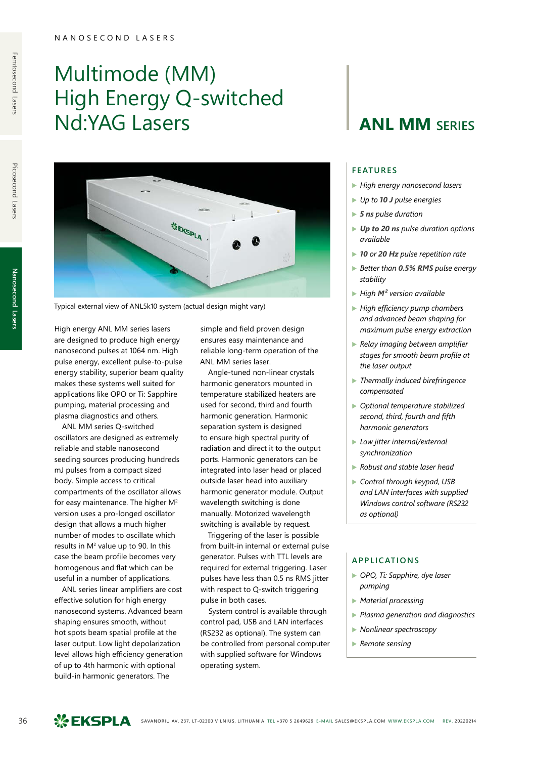NANOSECOND LASERS

# Multimode (MM) High Energy Q-switched Nd:YAG Lasers

# ANL MM SERIES

Typical external view of ANL5k10 system (actual design might vary)

High energy ANL MM series lasers are designed to produce high energy nanosecond pulses at 1064 nm. High pulse energy, excellent pulse-to-pulse energy stability, superior beam quality makes these systems well suited for applications like OPO or Ti: Sapphire pumping, material processing and plasma diagnostics and others.

ANL MM series Q-switched oscillators are designed as extremely reliable and stable nanosecond seeding sources producing hundreds mJ pulses from a compact sized body. Simple access to critical compartments of the oscillator allows for easy maintenance. The higher $M^2$ version uses a pro-longed oscillator design that allows a much higher number of modes to oscillate which results in $M^2$ value up to 90. In this case the beam profile becomes very homogenous and flat which can be useful in a number of applications.

ANL series linear amplifiers are cost effective solution for high energy nanosecond systems. Advanced beam shaping ensures smooth, without hot spots beam spatial profile at the laser output. Low light depolarization level allows high efficiency generation of up to 4th harmonic with optional build-in harmonic generators. The simple and field proven design ensures easy maintenance and reliable long-term operation of the ANL MM series laser.

Angle-tuned non-linear crystals harmonic generators mounted in temperature stabilized heaters are used for second, third and fourth harmonic generation. Harmonic separation system is designed to ensure high spectral purity of radiation and direct it to the output ports. Harmonic generators can be integrated into laser head or placed outside laser head into auxiliary harmonic generator module. Output wavelength switching is done manually. Motorized wavelength switching is available by request.

Triggering of the laser is possible from built-in internal or external pulse generator. Pulses with TTL levels are required for external triggering. Laser pulses have less than 0.5 ns RMS jitter with respect to Q-switch triggering pulse in both cases.

System control is available through control pad, USB and LAN interfaces (RS232 as optional). The system can be controlled from personal computer with supplied software for Windows operating system.

## FEATURES

- *High energy nanosecond lasers*
- *Up to **10 J** pulse energies*
- ***5 ns** pulse duration*
- ***Up to 20 ns** pulse duration options available*
- ***10** or **20 Hz** pulse repetition rate*
- *Better than **0.5% RMS** pulse energy stability*
- *High **$M^2$** version available*
- *High efficiency pump chambers and advanced beam shaping for maximum pulse energy extraction*
- *Relay imaging between amplifier stages for smooth beam profile at the laser output*
- *Thermally induced birefringence compensated*
- *Optional temperature stabilized second, third, fourth and fifth harmonic generators*
- *Low jitter internal/external synchronization*
- *Robust and stable laser head*
- *Control through keypad, USB and LAN interfaces with supplied Windows control software (RS232 as optional)*

## APPLICATIONS

- *OPO, Ti: Sapphire, dye laser pumping*
- *Material processing*
- *Plasma generation and diagnostics*
- *Nonlinear spectroscopy*
- *Remote sensing*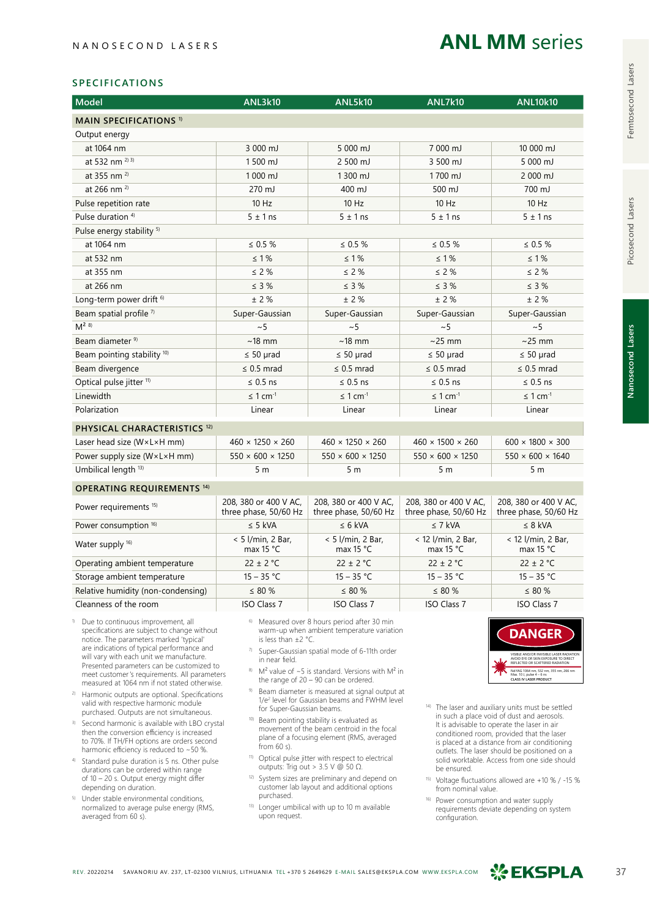NANOSECOND LASERS

# ANL MM series

## SPECIFICATIONS

| Model | ANL3k10 | ANL5k10 | ANL7k10 | ANL10k10 |
|---|---|---|---|---|
| **MAIN SPECIFICATIONS** [1] | | | | |
| Output energy | | | | |
| at 1064 nm | 3 000 mJ | 5 000 mJ | 7 000 mJ | 10 000 mJ |
| at 532 nm [2] [3] | 1 500 mJ | 2 500 mJ | 3 500 mJ | 5 000 mJ |
| at 355 nm [2] | 1 000 mJ | 1 300 mJ | 1 700 mJ | 2 000 mJ |
| at 266 nm [2] | 270 mJ | 400 mJ | 500 mJ | 700 mJ |
| Pulse repetition rate | 10 Hz | 10 Hz | 10 Hz | 10 Hz |
| Pulse duration [4] | 5 ± 1 ns | 5 ± 1 ns | 5 ± 1 ns | 5 ± 1 ns |
| Pulse energy stability [5] | | | | |
| at 1064 nm | ≤ 0.5 % | ≤ 0.5 % | ≤ 0.5 % | ≤ 0.5 % |
| at 532 nm | ≤ 1 % | ≤ 1 % | ≤ 1 % | ≤ 1 % |
| at 355 nm | ≤ 2 % | ≤ 2 % | ≤ 2 % | ≤ 2 % |
| at 266 nm | ≤ 3 % | ≤ 3 % | ≤ 3 % | ≤ 3 % |
| Long-term power drift [6] | ± 2 % | ± 2 % | ± 2 % | ± 2 % |
| Beam spatial profile [7] | Super-Gaussian | Super-Gaussian | Super-Gaussian | Super-Gaussian |
| $M^2$ [8] | ~5 | ~5 | ~5 | ~5 |
| Beam diameter [9] | ~18 mm | ~18 mm | ~25 mm | ~25 mm |
| Beam pointing stability [10] | ≤ 50 µrad | ≤ 50 µrad | ≤ 50 µrad | ≤ 50 µrad |
| Beam divergence | ≤ 0.5 mrad | ≤ 0.5 mrad | ≤ 0.5 mrad | ≤ 0.5 mrad |
| Optical pulse jitter [11] | ≤ 0.5 ns | ≤ 0.5 ns | ≤ 0.5 ns | ≤ 0.5 ns |
| Linewidth | ≤ 1 $cm^{-1}$ | ≤ 1 $cm^{-1}$ | ≤ 1 $cm^{-1}$ | ≤ 1 $cm^{-1}$ |
| Polarization | Linear | Linear | Linear | Linear |
| **PHYSICAL CHARACTERISTICS** [12] | | | | |
| Laser head size (W×L×H mm) | 460 × 1250 × 260 | 460 × 1250 × 260 | 460 × 1500 × 260 | 600 × 1800 × 300 |
| Power supply size (W×L×H mm) | 550 × 600 × 1250 | 550 × 600 × 1250 | 550 × 600 × 1250 | 550 × 600 × 1640 |
| Umbilical length [13] | 5 m | 5 m | 5 m | 5 m |
| **OPERATING REQUIREMENTS** [14] | | | | |
| Power requirements [15] | 208, 380 or 400 V AC, three phase, 50/60 Hz | 208, 380 or 400 V AC, three phase, 50/60 Hz | 208, 380 or 400 V AC, three phase, 50/60 Hz | 208, 380 or 400 V AC, three phase, 50/60 Hz |
| Power consumption [16] | ≤ 5 kVA | ≤ 6 kVA | ≤ 7 kVA | ≤ 8 kVA |
| Water supply [16] | < 5 l/min, 2 Bar, max 15 °C | < 5 l/min, 2 Bar, max 15 °C | < 12 l/min, 2 Bar, max 15 °C | < 12 l/min, 2 Bar, max 15 °C |
| Operating ambient temperature | 22 ± 2 °C | 22 ± 2 °C | 22 ± 2 °C | 22 ± 2 °C |
| Storage ambient temperature | 15 – 35 °C | 15 – 35 °C | 15 – 35 °C | 15 – 35 °C |
| Relative humidity (non-condensing) | ≤ 80 % | ≤ 80 % | ≤ 80 % | ≤ 80 % |
| Cleanness of the room | ISO Class 7 | ISO Class 7 | ISO Class 7 | ISO Class 7 |

1) Due to continuous improvement, all specifications are subject to change without notice. The parameters marked 'typical' are indications of typical performance and will vary with each unit we manufacture. Presented parameters can be customized to meet customer's requirements. All parameters measured at 1064 nm if not stated otherwise.

2) Harmonic outputs are optional. Specifications valid with respective harmonic module purchased. Outputs are not simultaneous.

3) Second harmonic is available with LBO crystal then the conversion efficiency is increased to 70%. If TH/FH options are orders second harmonic efficiency is reduced to ~50 %.

4) Standard pulse duration is 5 ns. Other pulse durations can be ordered within range of 10 – 20 s. Output energy might differ depending on duration.

5) Under stable environmental conditions, normalized to average pulse energy (RMS, averaged from 60 s).

6) Measured over 8 hours period after 30 min warm-up when ambient temperature variation is less than ±2 °C.

7) Super-Gaussian spatial mode of 6-11th order in near field.

8) $M^2$ value of ~5 is standard. Versions with $M^2$ in the range of 20 – 90 can be ordered.

9) Beam diameter is measured at signal output at $1/e^2$ level for Gaussian beams and FWHM level for Super-Gaussian beams.

10) Beam pointing stability is evaluated as movement of the beam centroid in the focal plane of a focusing element (RMS, averaged from 60 s).

11) Optical pulse jitter with respect to electrical outputs: Trig out > 3.5 V @ 50 Ω.

12) System sizes are preliminary and depend on customer lab layout and additional options purchased.

13) Longer umbilical with up to 10 m available upon request.

DANGER

VISIBLE AND/OR INVISIBLE LASER RADIATION AVOID EYE OR SKIN EXPOSURE TO DIRECT REFLECTED OR SCATTERED RADIATION

Nd:YAG 1064 nm, 532 nm, 355 nm, 266 nm Max 10 J, pulse 4 – 6 ns CLASS IV LASER PRODUCT

14) The laser and auxiliary units must be settled in such a place void of dust and aerosols. It is advisable to operate the laser in air conditioned room, provided that the laser is placed at a distance from air conditioning outlets. The laser should be positioned on a solid worktable. Access from one side should be ensured.

15) Voltage fluctuations allowed are +10 % / -15 % from nominal value.

16) Power consumption and water supply requirements deviate depending on system configuration.

REV. 20220214 SAVANORIU AV. 237, LT-02300 VILNIUS, LITHUANIA TEL +370 5 2649629 E-MAIL SALES@EKSPLA.COM WWW.EKSPLA.COM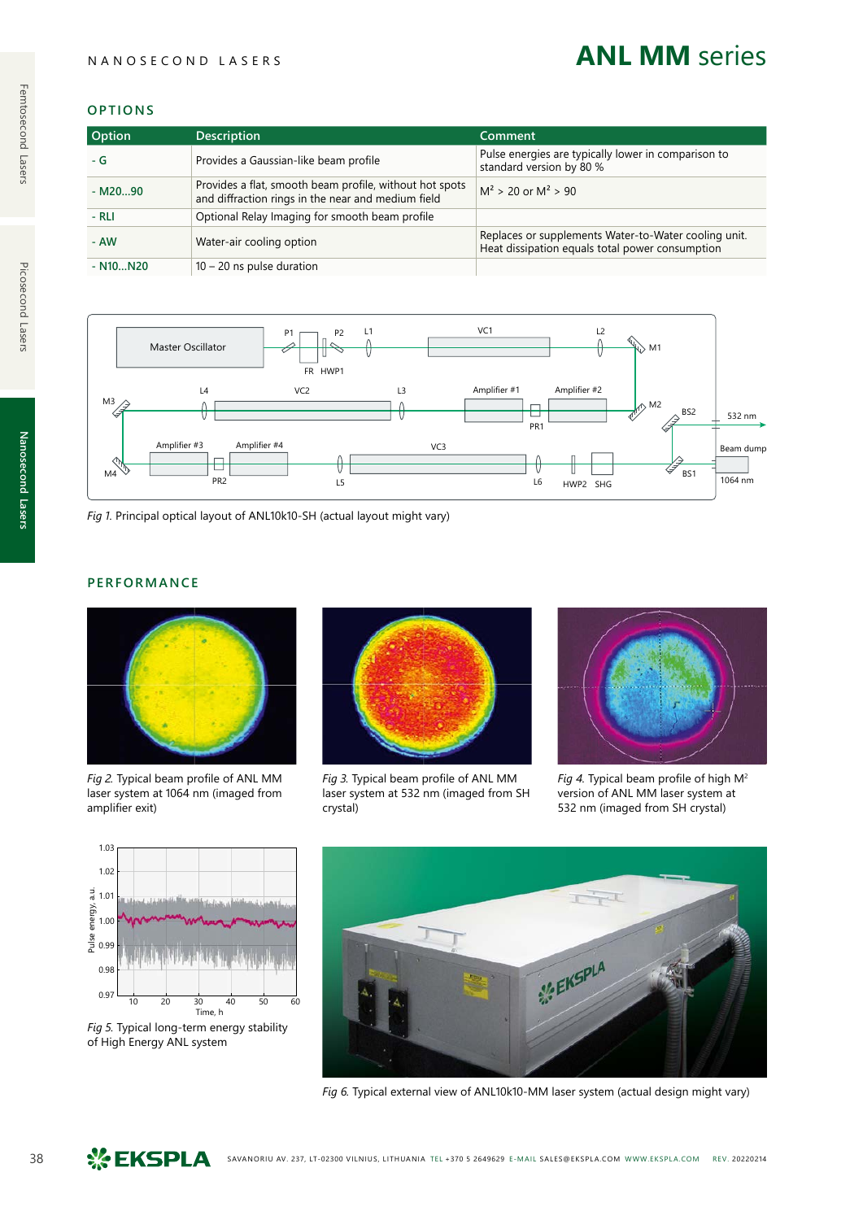## ANL MM series

### OPTIONS

| Option | Description | Comment |
|---|---|---|
| - G | Provides a Gaussian-like beam profile | Pulse energies are typically lower in comparison to standard version by 80 % |
| - M20...90 | Provides a flat, smooth beam profile, without hot spots and diffraction rings in the near and medium field | $M^2$ > 20 or $M^2$ > 90 |
| - RLI | Optional Relay Imaging for smooth beam profile | |
| - AW | Water-air cooling option | Replaces or supplements Water-to-Water cooling unit. Heat dissipation equals total power consumption |
| - N10...N20 | 10 – 20 ns pulse duration | |

*Fig 1.* Principal optical layout of ANL10k10-SH (actual layout might vary)

### PERFORMANCE

*Fig 2.* Typical beam profile of ANL MM laser system at 1064 nm (imaged from amplifier exit)

*Fig 3.* Typical beam profile of ANL MM laser system at 532 nm (imaged from SH crystal)

*Fig 4.* Typical beam profile of high $M^2$ version of ANL MM laser system at 532 nm (imaged from SH crystal)

*Fig 5.* Typical long-term energy stability of High Energy ANL system

*Fig 6.* Typical external view of ANL10k10-MM laser system (actual design might vary)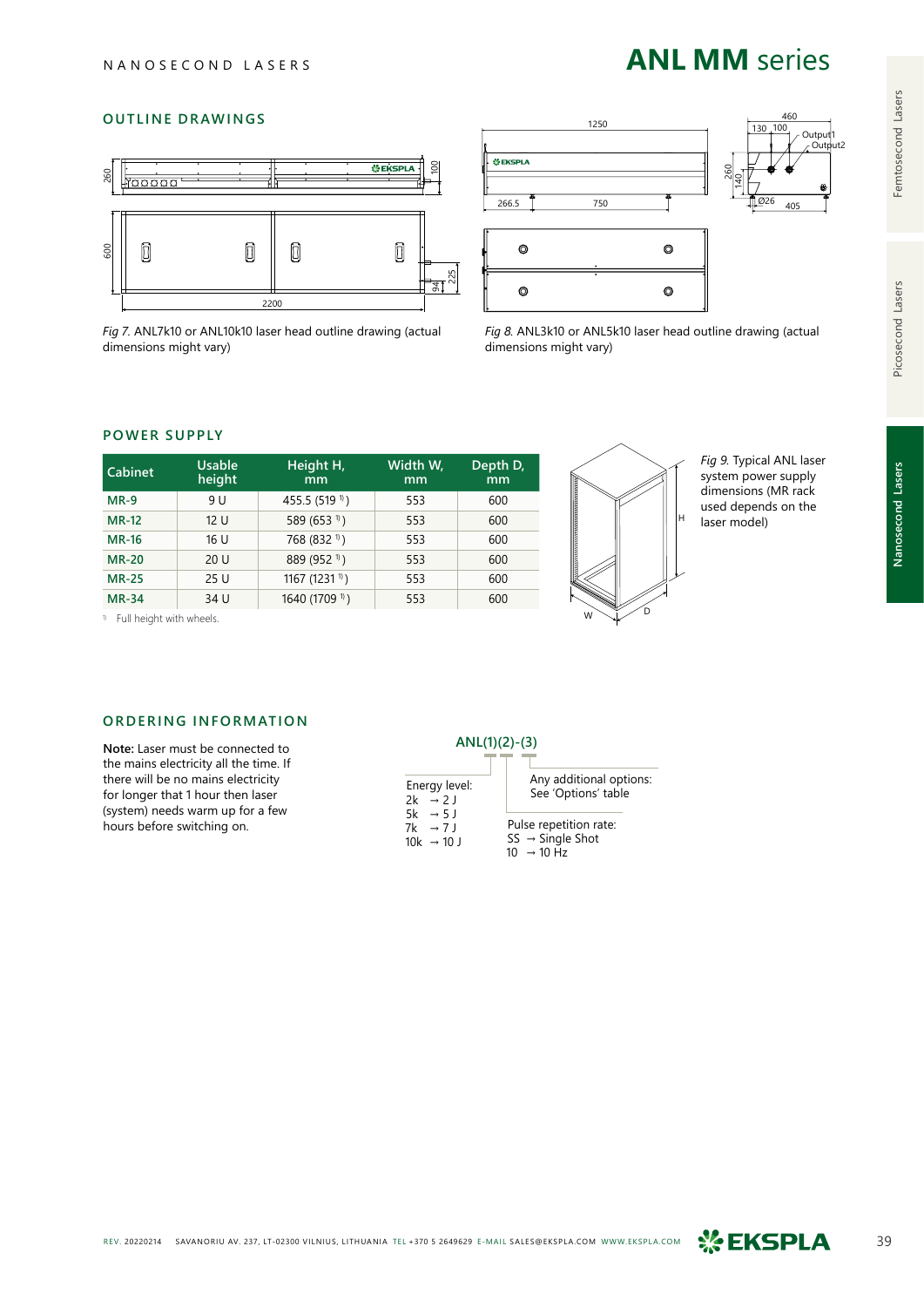# ANL MM series

## OUTLINE DRAWINGS

*Fig 7.* ANL7k10 or ANL10k10 laser head outline drawing (actual dimensions might vary)

*Fig 8.* ANL3k10 or ANL5k10 laser head outline drawing (actual dimensions might vary)

## POWER SUPPLY

| Cabinet | Usable height | Height H, mm | Width W, mm | Depth D, mm |
|---|---|---|---|---|
| MR-9 | 9 U | 455.5 (519 [1]) | 553 | 600 |
| MR-12 | 12 U | 589 (653 [1]) | 553 | 600 |
| MR-16 | 16 U | 768 (832 [1]) | 553 | 600 |
| MR-20 | 20 U | 889 (952 [1]) | 553 | 600 |
| MR-25 | 25 U | 1167 (1231 [1]) | 553 | 600 |
| MR-34 | 34 U | 1640 (1709 [1]) | 553 | 600 |

[1] Full height with wheels.

*Fig 9.* Typical ANL laser system power supply dimensions (MR rack used depends on the laser model)

## ORDERING INFORMATION

**Note:** Laser must be connected to the mains electricity all the time. If there will be no mains electricity for longer that 1 hour then laser (system) needs warm up for a few hours before switching on.

ANL(1)(2)-(3)

Energy level:
- 2k → 2 J
- 5k → 5 J
- 7k → 7 J
- 10k → 10 J

Pulse repetition rate:
- SS → Single Shot
- 10 → 10 Hz

Any additional options: See 'Options' table